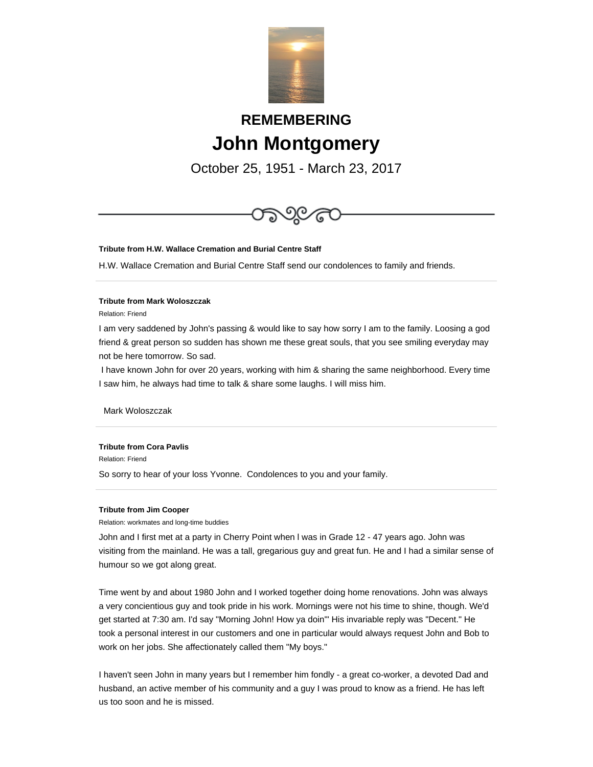# REMEMBERING

# John Montgomery

October 25, 1951 - March 23, 2017

---

**Tribute from H.W. Wallace Cremation and Burial Centre Staff**

H.W. Wallace Cremation and Burial Centre Staff send our condolences to family and friends.

---

**Tribute from Mark Woloszczak**

Relation: Friend

I am very saddened by John's passing & would like to say how sorry I am to the family. Loosing a god friend & great person so sudden has shown me these great souls, that you see smiling everyday may not be here tomorrow. So sad.

I have known John for over 20 years, working with him & sharing the same neighborhood. Every time I saw him, he always had time to talk & share some laughs. I will miss him.

Mark Woloszczak

---

**Tribute from Cora Pavlis**

Relation: Friend

So sorry to hear of your loss Yvonne. Condolences to you and your family.

---

**Tribute from Jim Cooper**

Relation: workmates and long-time buddies

John and I first met at a party in Cherry Point when l was in Grade 12 - 47 years ago. John was visiting from the mainland. He was a tall, gregarious guy and great fun. He and I had a similar sense of humour so we got along great.

Time went by and about 1980 John and I worked together doing home renovations. John was always a very concientious guy and took pride in his work. Mornings were not his time to shine, though. We'd get started at 7:30 am. I'd say "Morning John! How ya doin'" His invariable reply was "Decent." He took a personal interest in our customers and one in particular would always request John and Bob to work on her jobs. She affectionately called them "My boys."

I haven't seen John in many years but I remember him fondly - a great co-worker, a devoted Dad and husband, an active member of his community and a guy I was proud to know as a friend. He has left us too soon and he is missed.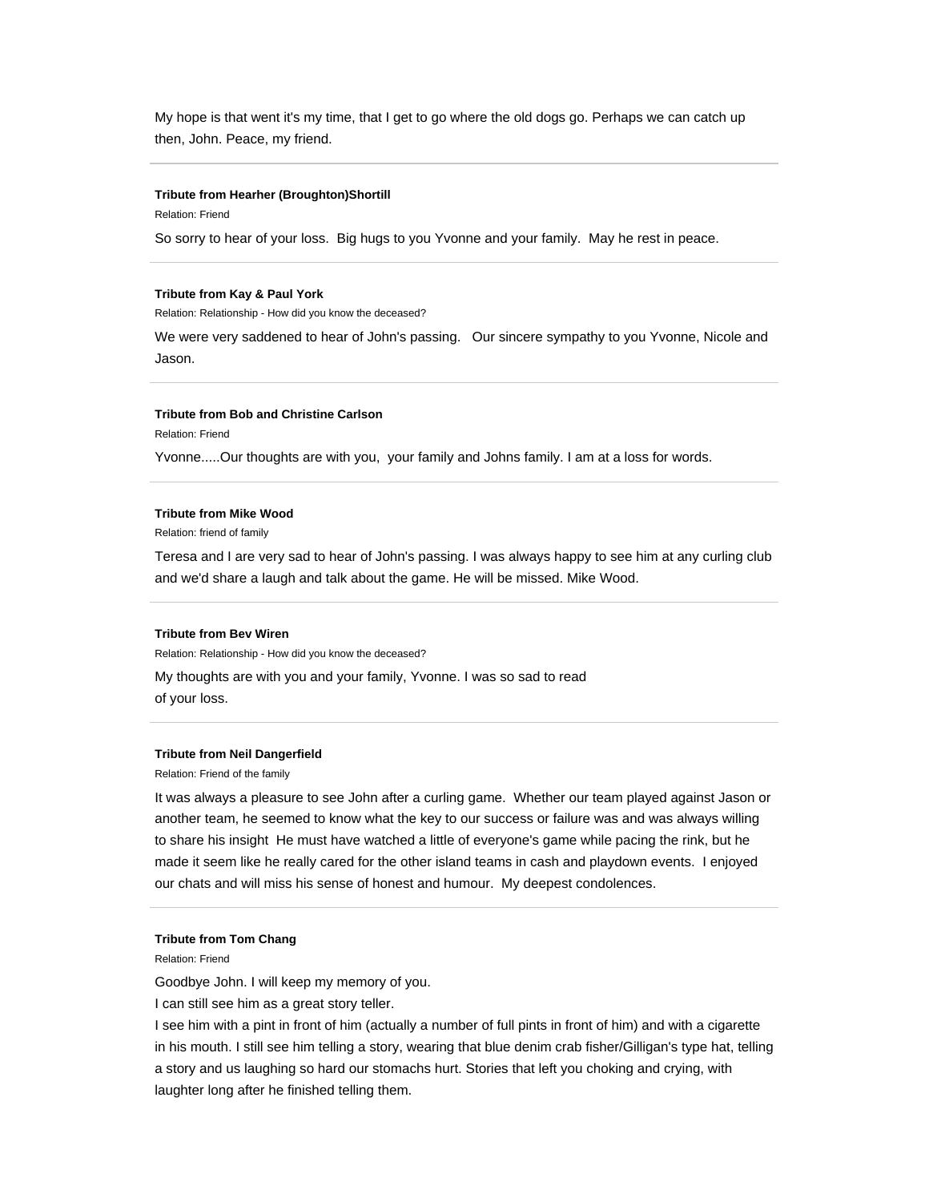My hope is that went it's my time, that I get to go where the old dogs go. Perhaps we can catch up then, John. Peace, my friend.

---

**Tribute from Hearher (Broughton)Shortill**

Relation: Friend

So sorry to hear of your loss.  Big hugs to you Yvonne and your family.  May he rest in peace.

---

**Tribute from Kay & Paul York**

Relation: Relationship - How did you know the deceased?

We were very saddened to hear of John's passing.   Our sincere sympathy to you Yvonne, Nicole and Jason.

---

**Tribute from Bob and Christine Carlson**

Relation: Friend

Yvonne.....Our thoughts are with you,  your family and Johns family. I am at a loss for words.

---

**Tribute from Mike Wood**

Relation: friend of family

Teresa and I are very sad to hear of John's passing. I was always happy to see him at any curling club and we'd share a laugh and talk about the game. He will be missed. Mike Wood.

---

**Tribute from Bev Wiren**

Relation: Relationship - How did you know the deceased?

My thoughts are with you and your family, Yvonne. I was so sad to read of your loss.

---

**Tribute from Neil Dangerfield**

Relation: Friend of the family

It was always a pleasure to see John after a curling game.  Whether our team played against Jason or another team, he seemed to know what the key to our success or failure was and was always willing to share his insight  He must have watched a little of everyone's game while pacing the rink, but he made it seem like he really cared for the other island teams in cash and playdown events.  I enjoyed our chats and will miss his sense of honest and humour.  My deepest condolences.

---

**Tribute from Tom Chang**

Relation: Friend

Goodbye John. I will keep my memory of you.

I can still see him as a great story teller.

I see him with a pint in front of him (actually a number of full pints in front of him) and with a cigarette in his mouth. I still see him telling a story, wearing that blue denim crab fisher/Gilligan's type hat, telling a story and us laughing so hard our stomachs hurt. Stories that left you choking and crying, with laughter long after he finished telling them.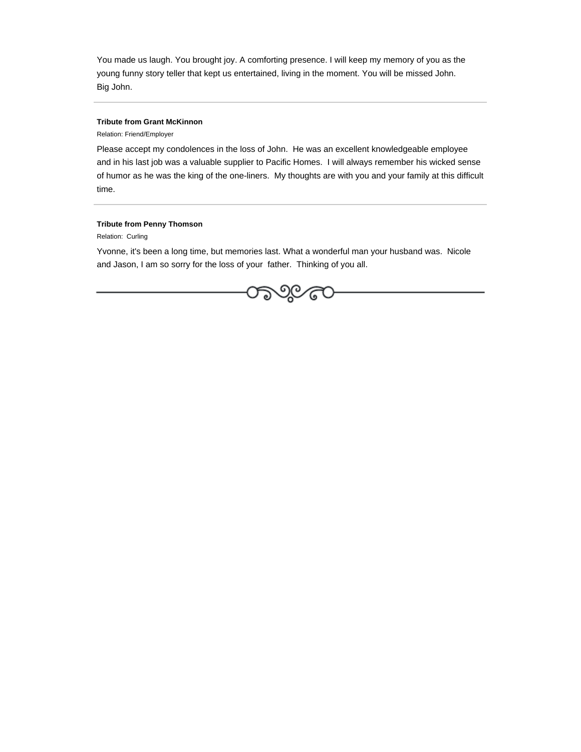You made us laugh. You brought joy. A comforting presence. I will keep my memory of you as the young funny story teller that kept us entertained, living in the moment. You will be missed John. Big John.

---

**Tribute from Grant McKinnon**

Relation: Friend/Employer

Please accept my condolences in the loss of John. He was an excellent knowledgeable employee and in his last job was a valuable supplier to Pacific Homes. I will always remember his wicked sense of humor as he was the king of the one-liners. My thoughts are with you and your family at this difficult time.

---

**Tribute from Penny Thomson**

Relation: Curling

Yvonne, it's been a long time, but memories last. What a wonderful man your husband was. Nicole and Jason, I am so sorry for the loss of your father. Thinking of you all.